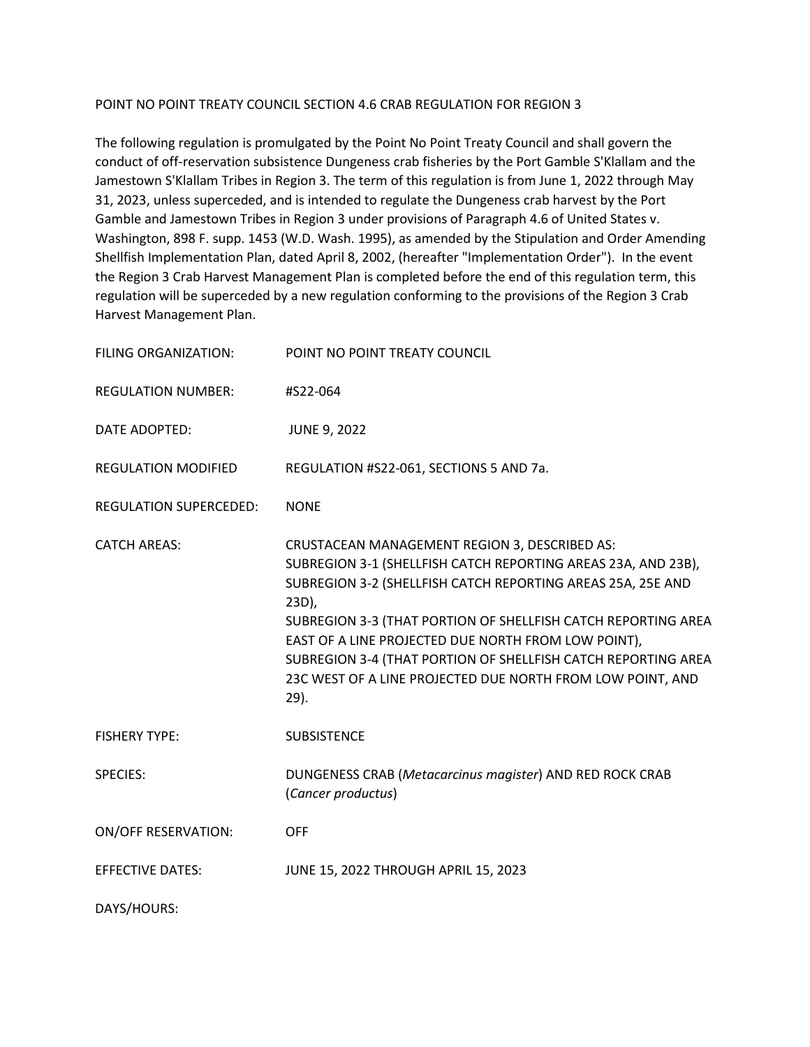POINT NO POINT TREATY COUNCIL SECTION 4.6 CRAB REGULATION FOR REGION 3

The following regulation is promulgated by the Point No Point Treaty Council and shall govern the conduct of off-reservation subsistence Dungeness crab fisheries by the Port Gamble S'Klallam and the Jamestown S'Klallam Tribes in Region 3. The term of this regulation is from June 1, 2022 through May 31, 2023, unless superceded, and is intended to regulate the Dungeness crab harvest by the Port Gamble and Jamestown Tribes in Region 3 under provisions of Paragraph 4.6 of United States v. Washington, 898 F. supp. 1453 (W.D. Wash. 1995), as amended by the Stipulation and Order Amending Shellfish Implementation Plan, dated April 8, 2002, (hereafter "Implementation Order"). In the event the Region 3 Crab Harvest Management Plan is completed before the end of this regulation term, this regulation will be superceded by a new regulation conforming to the provisions of the Region 3 Crab Harvest Management Plan.

| | |
|---|---|
| FILING ORGANIZATION: | POINT NO POINT TREATY COUNCIL |
| REGULATION NUMBER: | #S22-064 |
| DATE ADOPTED: | JUNE 9, 2022 |
| REGULATION MODIFIED | REGULATION #S22-061, SECTIONS 5 AND 7a. |
| REGULATION SUPERCEDED: | NONE |
| CATCH AREAS: | CRUSTACEAN MANAGEMENT REGION 3, DESCRIBED AS: SUBREGION 3-1 (SHELLFISH CATCH REPORTING AREAS 23A, AND 23B), SUBREGION 3-2 (SHELLFISH CATCH REPORTING AREAS 25A, 25E AND 23D), SUBREGION 3-3 (THAT PORTION OF SHELLFISH CATCH REPORTING AREA EAST OF A LINE PROJECTED DUE NORTH FROM LOW POINT), SUBREGION 3-4 (THAT PORTION OF SHELLFISH CATCH REPORTING AREA 23C WEST OF A LINE PROJECTED DUE NORTH FROM LOW POINT, AND 29). |
| FISHERY TYPE: | SUBSISTENCE |
| SPECIES: | DUNGENESS CRAB (*Metacarcinus magister*) AND RED ROCK CRAB (*Cancer productus*) |
| ON/OFF RESERVATION: | OFF |
| EFFECTIVE DATES: | JUNE 15, 2022 THROUGH APRIL 15, 2023 |
| DAYS/HOURS: | |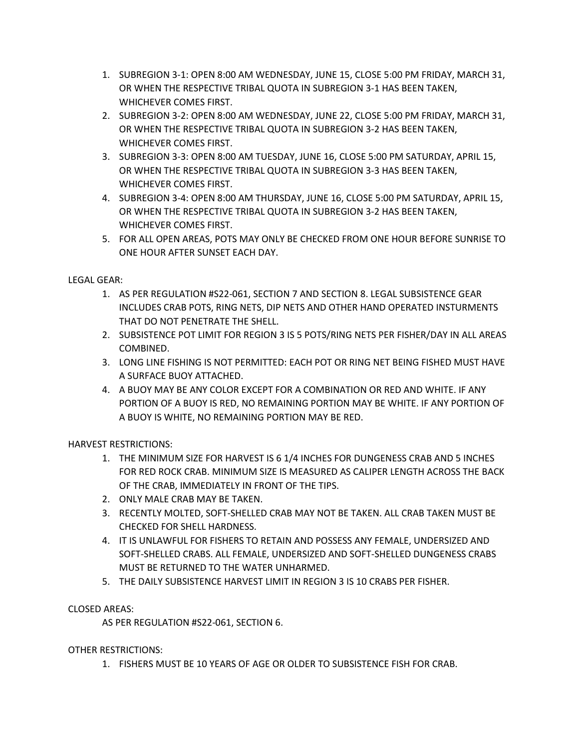1. SUBREGION 3-1: OPEN 8:00 AM WEDNESDAY, JUNE 15, CLOSE 5:00 PM FRIDAY, MARCH 31, OR WHEN THE RESPECTIVE TRIBAL QUOTA IN SUBREGION 3-1 HAS BEEN TAKEN, WHICHEVER COMES FIRST.
2. SUBREGION 3-2: OPEN 8:00 AM WEDNESDAY, JUNE 22, CLOSE 5:00 PM FRIDAY, MARCH 31, OR WHEN THE RESPECTIVE TRIBAL QUOTA IN SUBREGION 3-2 HAS BEEN TAKEN, WHICHEVER COMES FIRST.
3. SUBREGION 3-3: OPEN 8:00 AM TUESDAY, JUNE 16, CLOSE 5:00 PM SATURDAY, APRIL 15, OR WHEN THE RESPECTIVE TRIBAL QUOTA IN SUBREGION 3-3 HAS BEEN TAKEN, WHICHEVER COMES FIRST.
4. SUBREGION 3-4: OPEN 8:00 AM THURSDAY, JUNE 16, CLOSE 5:00 PM SATURDAY, APRIL 15, OR WHEN THE RESPECTIVE TRIBAL QUOTA IN SUBREGION 3-2 HAS BEEN TAKEN, WHICHEVER COMES FIRST.
5. FOR ALL OPEN AREAS, POTS MAY ONLY BE CHECKED FROM ONE HOUR BEFORE SUNRISE TO ONE HOUR AFTER SUNSET EACH DAY.

LEGAL GEAR:

1. AS PER REGULATION #S22-061, SECTION 7 AND SECTION 8. LEGAL SUBSISTENCE GEAR INCLUDES CRAB POTS, RING NETS, DIP NETS AND OTHER HAND OPERATED INSTURMENTS THAT DO NOT PENETRATE THE SHELL.
2. SUBSISTENCE POT LIMIT FOR REGION 3 IS 5 POTS/RING NETS PER FISHER/DAY IN ALL AREAS COMBINED.
3. LONG LINE FISHING IS NOT PERMITTED: EACH POT OR RING NET BEING FISHED MUST HAVE A SURFACE BUOY ATTACHED.
4. A BUOY MAY BE ANY COLOR EXCEPT FOR A COMBINATION OR RED AND WHITE. IF ANY PORTION OF A BUOY IS RED, NO REMAINING PORTION MAY BE WHITE. IF ANY PORTION OF A BUOY IS WHITE, NO REMAINING PORTION MAY BE RED.

HARVEST RESTRICTIONS:

1. THE MINIMUM SIZE FOR HARVEST IS 6 1/4 INCHES FOR DUNGENESS CRAB AND 5 INCHES FOR RED ROCK CRAB. MINIMUM SIZE IS MEASURED AS CALIPER LENGTH ACROSS THE BACK OF THE CRAB, IMMEDIATELY IN FRONT OF THE TIPS.
2. ONLY MALE CRAB MAY BE TAKEN.
3. RECENTLY MOLTED, SOFT-SHELLED CRAB MAY NOT BE TAKEN. ALL CRAB TAKEN MUST BE CHECKED FOR SHELL HARDNESS.
4. IT IS UNLAWFUL FOR FISHERS TO RETAIN AND POSSESS ANY FEMALE, UNDERSIZED AND SOFT-SHELLED CRABS. ALL FEMALE, UNDERSIZED AND SOFT-SHELLED DUNGENESS CRABS MUST BE RETURNED TO THE WATER UNHARMED.
5. THE DAILY SUBSISTENCE HARVEST LIMIT IN REGION 3 IS 10 CRABS PER FISHER.

CLOSED AREAS:

AS PER REGULATION #S22-061, SECTION 6.

OTHER RESTRICTIONS:

1. FISHERS MUST BE 10 YEARS OF AGE OR OLDER TO SUBSISTENCE FISH FOR CRAB.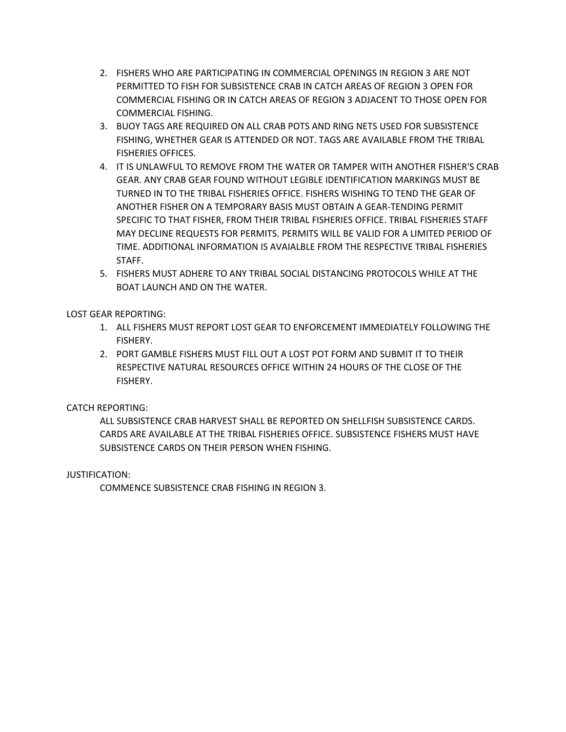2. FISHERS WHO ARE PARTICIPATING IN COMMERCIAL OPENINGS IN REGION 3 ARE NOT PERMITTED TO FISH FOR SUBSISTENCE CRAB IN CATCH AREAS OF REGION 3 OPEN FOR COMMERCIAL FISHING OR IN CATCH AREAS OF REGION 3 ADJACENT TO THOSE OPEN FOR COMMERCIAL FISHING.
3. BUOY TAGS ARE REQUIRED ON ALL CRAB POTS AND RING NETS USED FOR SUBSISTENCE FISHING, WHETHER GEAR IS ATTENDED OR NOT. TAGS ARE AVAILABLE FROM THE TRIBAL FISHERIES OFFICES.
4. IT IS UNLAWFUL TO REMOVE FROM THE WATER OR TAMPER WITH ANOTHER FISHER'S CRAB GEAR. ANY CRAB GEAR FOUND WITHOUT LEGIBLE IDENTIFICATION MARKINGS MUST BE TURNED IN TO THE TRIBAL FISHERIES OFFICE. FISHERS WISHING TO TEND THE GEAR OF ANOTHER FISHER ON A TEMPORARY BASIS MUST OBTAIN A GEAR-TENDING PERMIT SPECIFIC TO THAT FISHER, FROM THEIR TRIBAL FISHERIES OFFICE. TRIBAL FISHERIES STAFF MAY DECLINE REQUESTS FOR PERMITS. PERMITS WILL BE VALID FOR A LIMITED PERIOD OF TIME. ADDITIONAL INFORMATION IS AVAIALBLE FROM THE RESPECTIVE TRIBAL FISHERIES STAFF.
5. FISHERS MUST ADHERE TO ANY TRIBAL SOCIAL DISTANCING PROTOCOLS WHILE AT THE BOAT LAUNCH AND ON THE WATER.

LOST GEAR REPORTING:

1. ALL FISHERS MUST REPORT LOST GEAR TO ENFORCEMENT IMMEDIATELY FOLLOWING THE FISHERY.
2. PORT GAMBLE FISHERS MUST FILL OUT A LOST POT FORM AND SUBMIT IT TO THEIR RESPECTIVE NATURAL RESOURCES OFFICE WITHIN 24 HOURS OF THE CLOSE OF THE FISHERY.

CATCH REPORTING:

ALL SUBSISTENCE CRAB HARVEST SHALL BE REPORTED ON SHELLFISH SUBSISTENCE CARDS. CARDS ARE AVAILABLE AT THE TRIBAL FISHERIES OFFICE. SUBSISTENCE FISHERS MUST HAVE SUBSISTENCE CARDS ON THEIR PERSON WHEN FISHING.

JUSTIFICATION:

COMMENCE SUBSISTENCE CRAB FISHING IN REGION 3.